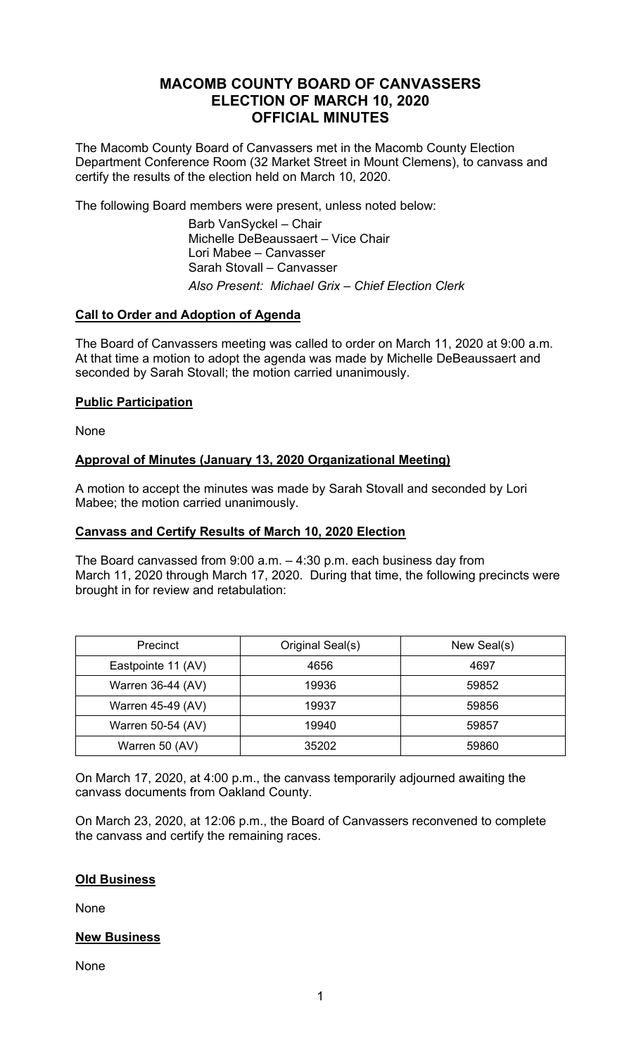# MACOMB COUNTY BOARD OF CANVASSERS
# ELECTION OF MARCH 10, 2020
# OFFICIAL MINUTES

The Macomb County Board of Canvassers met in the Macomb County Election Department Conference Room (32 Market Street in Mount Clemens), to canvass and certify the results of the election held on March 10, 2020.

The following Board members were present, unless noted below:

Barb VanSyckel – Chair
Michelle DeBeaussaert – Vice Chair
Lori Mabee – Canvasser
Sarah Stovall – Canvasser
*Also Present: Michael Grix – Chief Election Clerk*

## Call to Order and Adoption of Agenda

The Board of Canvassers meeting was called to order on March 11, 2020 at 9:00 a.m. At that time a motion to adopt the agenda was made by Michelle DeBeaussaert and seconded by Sarah Stovall; the motion carried unanimously.

## Public Participation

None

## Approval of Minutes (January 13, 2020 Organizational Meeting)

A motion to accept the minutes was made by Sarah Stovall and seconded by Lori Mabee; the motion carried unanimously.

## Canvass and Certify Results of March 10, 2020 Election

The Board canvassed from 9:00 a.m. – 4:30 p.m. each business day from March 11, 2020 through March 17, 2020. During that time, the following precincts were brought in for review and retabulation:

| Precinct | Original Seal(s) | New Seal(s) |
|---|---|---|
| Eastpointe 11 (AV) | 4656 | 4697 |
| Warren 36-44 (AV) | 19936 | 59852 |
| Warren 45-49 (AV) | 19937 | 59856 |
| Warren 50-54 (AV) | 19940 | 59857 |
| Warren 50 (AV) | 35202 | 59860 |

On March 17, 2020, at 4:00 p.m., the canvass temporarily adjourned awaiting the canvass documents from Oakland County.

On March 23, 2020, at 12:06 p.m., the Board of Canvassers reconvened to complete the canvass and certify the remaining races.

## Old Business

None

## New Business

None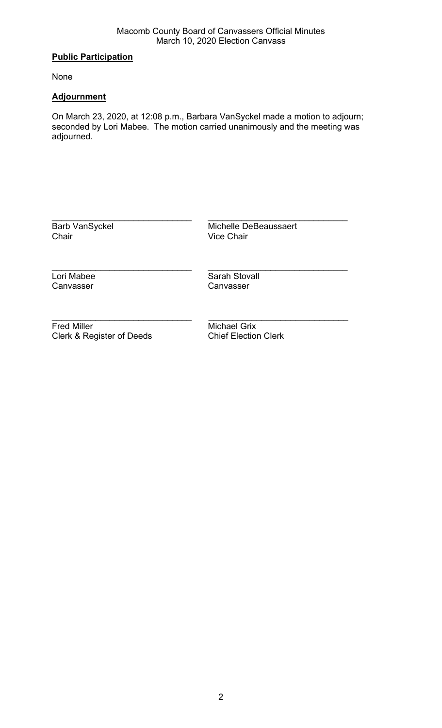**Public Participation**

None

**Adjournment**

On March 23, 2020, at 12:08 p.m., Barbara VanSyckel made a motion to adjourn; seconded by Lori Mabee. The motion carried unanimously and the meeting was adjourned.

| | |
|---|---|
| \_\_\_\_\_\_\_\_\_\_\_\_\_\_\_\_\_\_\_\_\_\_\_\_\_\_\_\_ | \_\_\_\_\_\_\_\_\_\_\_\_\_\_\_\_\_\_\_\_\_\_\_\_\_\_\_\_ |
| Barb VanSyckel<br>Chair | Michelle DeBeaussaert<br>Vice Chair |
| \_\_\_\_\_\_\_\_\_\_\_\_\_\_\_\_\_\_\_\_\_\_\_\_\_\_\_\_ | \_\_\_\_\_\_\_\_\_\_\_\_\_\_\_\_\_\_\_\_\_\_\_\_\_\_\_\_ |
| Lori Mabee<br>Canvasser | Sarah Stovall<br>Canvasser |
| \_\_\_\_\_\_\_\_\_\_\_\_\_\_\_\_\_\_\_\_\_\_\_\_\_\_\_\_ | \_\_\_\_\_\_\_\_\_\_\_\_\_\_\_\_\_\_\_\_\_\_\_\_\_\_\_\_ |
| Fred Miller<br>Clerk & Register of Deeds | Michael Grix<br>Chief Election Clerk |